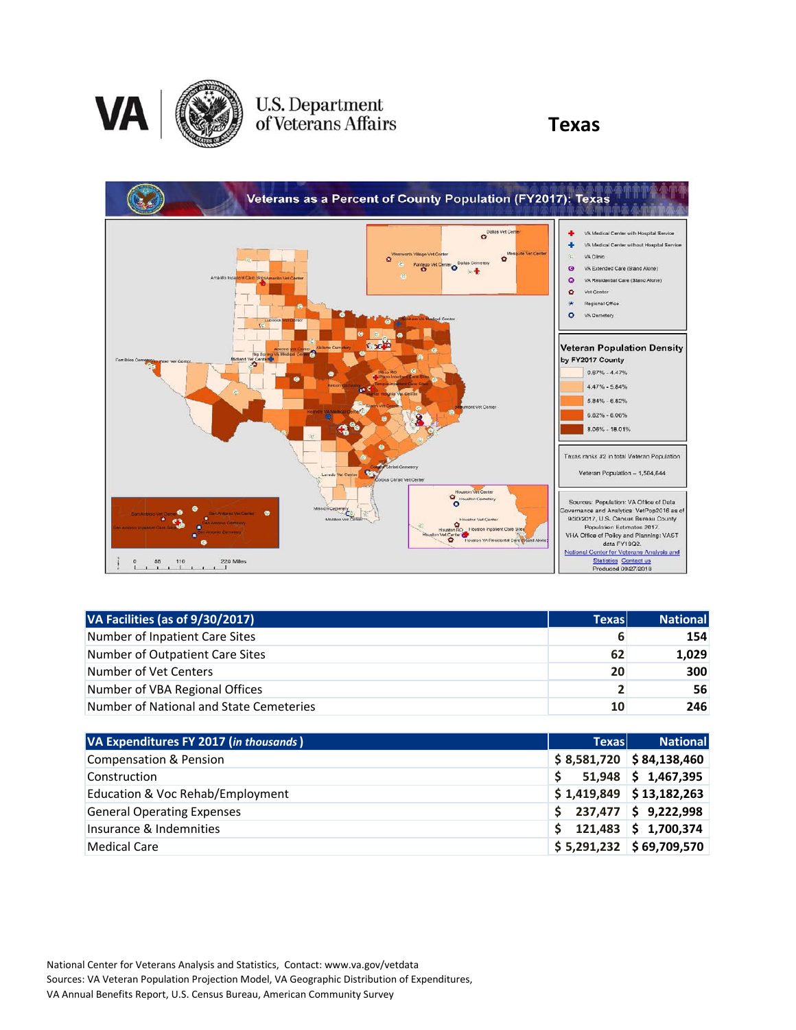# U.S. Department of Veterans Affairs

# Texas

## Veterans as a Percent of County Population (FY2017): Texas

**Veteran Population Density by FY2017 County**

- 0.67% - 4.47%
- 4.47% - 5.84%
- 5.84% - 6.82%
- 6.82% - 8.06%
- 8.06% - 18.01%

Texas ranks #2 in total Veteran Population

Veteran Population = 1,564,644

Sources: Population: VA Office of Data Governance and Analytics: VetPop2016 as of 9/30/2017, U.S. Census Bureau County Population Estimates 2017. VHA Office of Policy and Planning: VAST data FY18Q2.
National Center for Veterans Analysis and Statistics Contact us
Produced 09/27/2018

| VA Facilities (as of 9/30/2017) | Texas | National |
|---|---|---|
| Number of Inpatient Care Sites | 6 | 154 |
| Number of Outpatient Care Sites | 62 | 1,029 |
| Number of Vet Centers | 20 | 300 |
| Number of VBA Regional Offices | 2 | 56 |
| Number of National and State Cemeteries | 10 | 246 |

| VA Expenditures FY 2017 (*in thousands*) | Texas | National |
|---|---|---|
| Compensation & Pension | $ 8,581,720 | $ 84,138,460 |
| Construction | $ 51,948 | $ 1,467,395 |
| Education & Voc Rehab/Employment | $ 1,419,849 | $ 13,182,263 |
| General Operating Expenses | $ 237,477 | $ 9,222,998 |
| Insurance & Indemnities | $ 121,483 | $ 1,700,374 |
| Medical Care | $ 5,291,232 | $ 69,709,570 |

National Center for Veterans Analysis and Statistics, Contact: www.va.gov/vetdata
Sources: VA Veteran Population Projection Model, VA Geographic Distribution of Expenditures, VA Annual Benefits Report, U.S. Census Bureau, American Community Survey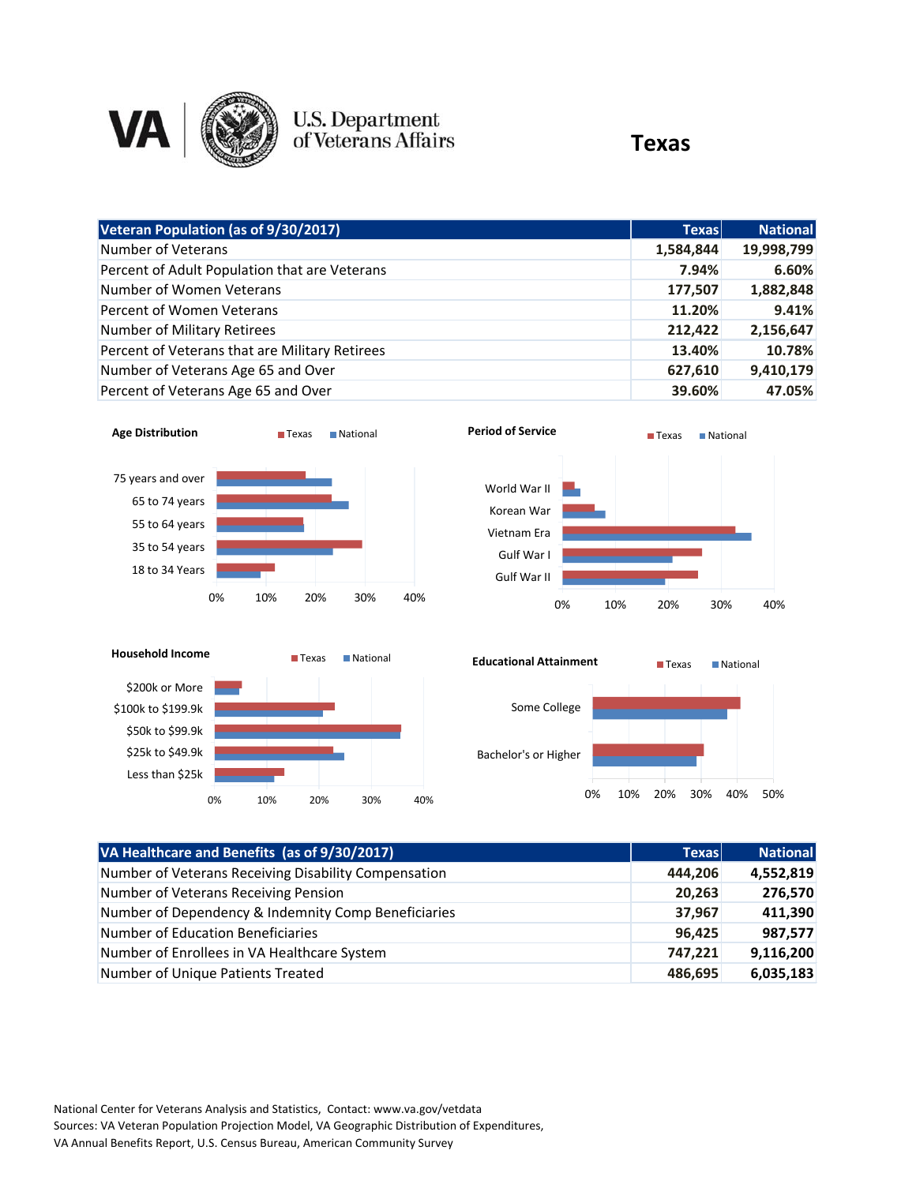# Texas

| Veteran Population (as of 9/30/2017) | Texas | National |
| --- | --- | --- |
| Number of Veterans | 1,584,844 | 19,998,799 |
| Percent of Adult Population that are Veterans | 7.94% | 6.60% |
| Number of Women Veterans | 177,507 | 1,882,848 |
| Percent of Women Veterans | 11.20% | 9.41% |
| Number of Military Retirees | 212,422 | 2,156,647 |
| Percent of Veterans that are Military Retirees | 13.40% | 10.78% |
| Number of Veterans Age 65 and Over | 627,610 | 9,410,179 |
| Percent of Veterans Age 65 and Over | 39.60% | 47.05% |

**Age Distribution** (Texas, National)

75 years and over; 65 to 74 years; 55 to 64 years; 35 to 54 years; 18 to 34 Years

0% 10% 20% 30% 40%

**Period of Service** (Texas, National)

World War II; Korean War; Vietnam Era; Gulf War I; Gulf War II

0% 10% 20% 30% 40%

**Household Income** (Texas, National)

$200k or More; $100k to $199.9k; $50k to $99.9k; $25k to $49.9k; Less than $25k

0% 10% 20% 30% 40%

**Educational Attainment** (Texas, National)

Some College; Bachelor's or Higher

0% 10% 20% 30% 40% 50%

| VA Healthcare and Benefits (as of 9/30/2017) | Texas | National |
| --- | --- | --- |
| Number of Veterans Receiving Disability Compensation | 444,206 | 4,552,819 |
| Number of Veterans Receiving Pension | 20,263 | 276,570 |
| Number of Dependency & Indemnity Comp Beneficiaries | 37,967 | 411,390 |
| Number of Education Beneficiaries | 96,425 | 987,577 |
| Number of Enrollees in VA Healthcare System | 747,221 | 9,116,200 |
| Number of Unique Patients Treated | 486,695 | 6,035,183 |

National Center for Veterans Analysis and Statistics, Contact: www.va.gov/vetdata
Sources: VA Veteran Population Projection Model, VA Geographic Distribution of Expenditures,
VA Annual Benefits Report, U.S. Census Bureau, American Community Survey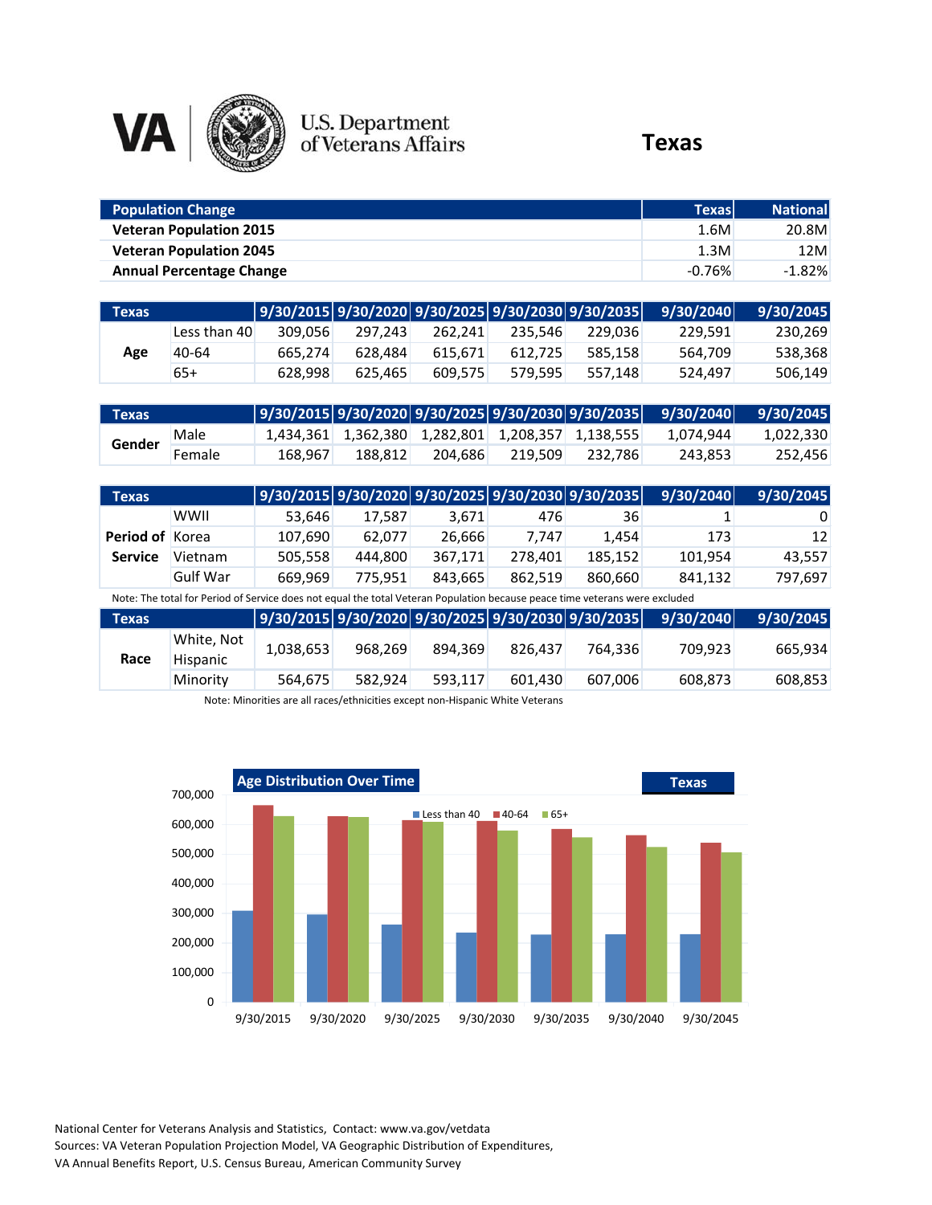# Texas

U.S. Department of Veterans Affairs

| Population Change | Texas | National |
|---|---|---|
| Veteran Population 2015 | 1.6M | 20.8M |
| Veteran Population 2045 | 1.3M | 12M |
| Annual Percentage Change | -0.76% | -1.82% |

| Texas | | 9/30/2015 | 9/30/2020 | 9/30/2025 | 9/30/2030 | 9/30/2035 | 9/30/2040 | 9/30/2045 |
|---|---|---|---|---|---|---|---|---|
| Age | Less than 40 | 309,056 | 297,243 | 262,241 | 235,546 | 229,036 | 229,591 | 230,269 |
| | 40-64 | 665,274 | 628,484 | 615,671 | 612,725 | 585,158 | 564,709 | 538,368 |
| | 65+ | 628,998 | 625,465 | 609,575 | 579,595 | 557,148 | 524,497 | 506,149 |

| Texas | | 9/30/2015 | 9/30/2020 | 9/30/2025 | 9/30/2030 | 9/30/2035 | 9/30/2040 | 9/30/2045 |
|---|---|---|---|---|---|---|---|---|
| Gender | Male | 1,434,361 | 1,362,380 | 1,282,801 | 1,208,357 | 1,138,555 | 1,074,944 | 1,022,330 |
| | Female | 168,967 | 188,812 | 204,686 | 219,509 | 232,786 | 243,853 | 252,456 |

| Texas | | 9/30/2015 | 9/30/2020 | 9/30/2025 | 9/30/2030 | 9/30/2035 | 9/30/2040 | 9/30/2045 |
|---|---|---|---|---|---|---|---|---|
| Period of Service | WWII | 53,646 | 17,587 | 3,671 | 476 | 36 | 1 | 0 |
| | Korea | 107,690 | 62,077 | 26,666 | 7,747 | 1,454 | 173 | 12 |
| | Vietnam | 505,558 | 444,800 | 367,171 | 278,401 | 185,152 | 101,954 | 43,557 |
| | Gulf War | 669,969 | 775,951 | 843,665 | 862,519 | 860,660 | 841,132 | 797,697 |

Note: The total for Period of Service does not equal the total Veteran Population because peace time veterans were excluded

| Texas | | 9/30/2015 | 9/30/2020 | 9/30/2025 | 9/30/2030 | 9/30/2035 | 9/30/2040 | 9/30/2045 |
|---|---|---|---|---|---|---|---|---|
| Race | White, Not Hispanic | 1,038,653 | 968,269 | 894,369 | 826,437 | 764,336 | 709,923 | 665,934 |
| | Minority | 564,675 | 582,924 | 593,117 | 601,430 | 607,006 | 608,873 | 608,853 |

Note: Minorities are all races/ethnicities except non-Hispanic White Veterans

Age Distribution Over Time

Texas

Less than 40 40-64 65+

700,000
600,000
500,000
400,000
300,000
200,000
100,000
0

9/30/2015 9/30/2020 9/30/2025 9/30/2030 9/30/2035 9/30/2040 9/30/2045

National Center for Veterans Analysis and Statistics, Contact: www.va.gov/vetdata
Sources: VA Veteran Population Projection Model, VA Geographic Distribution of Expenditures, VA Annual Benefits Report, U.S. Census Bureau, American Community Survey